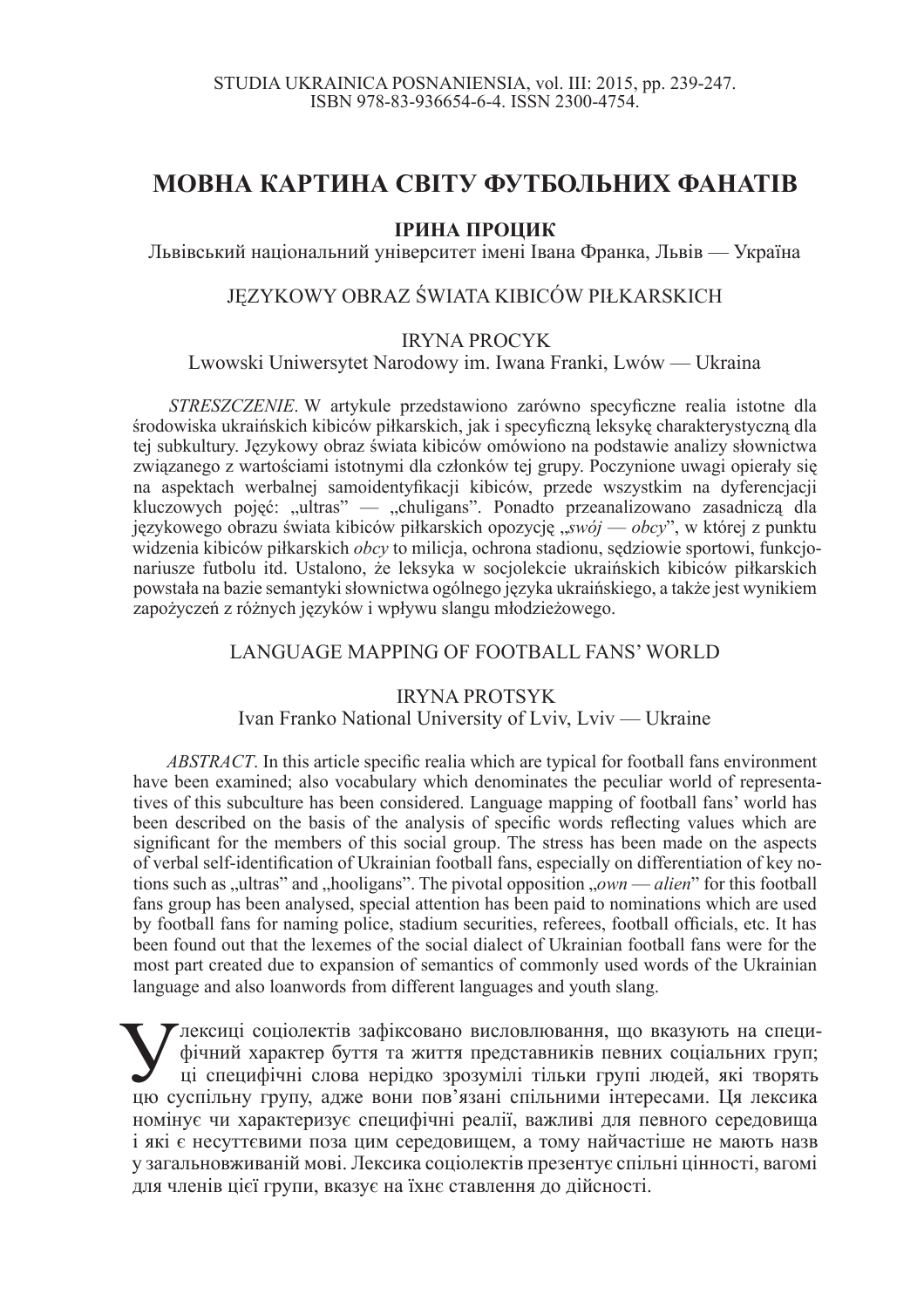# МОВНА КАРТИНА СВІТУ ФУТБОЛЬНИХ ФАНАТІВ

**ІРИНА ПРОЦИК**

Львівський національний університет імені Івана Франка, Львів — Україна

## JĘZYKOWY OBRAZ ŚWIATA KIBICÓW PIŁKARSKICH

IRYNA PROCYK

Lwowski Uniwersytet Narodowy im. Iwana Franki, Lwów — Ukraina

*STRESZCZENIE*. W artykule przedstawiono zarówno specyficzne realia istotne dla środowiska ukraińskich kibiców piłkarskich, jak i specyficzną leksykę charakterystyczną dla tej subkultury. Językowy obraz świata kibiców omówiono na podstawie analizy słownictwa związanego z wartościami istotnymi dla członków tej grupy. Poczynione uwagi opierały się na aspektach werbalnej samoidentyfikacji kibiców, przede wszystkim na dyferencjacji kluczowych pojęć: „ultras" — „chuligans". Ponadto przeanalizowano zasadniczą dla językowego obrazu świata kibiców piłkarskich opozycję „*swój — obcy*", w której z punktu widzenia kibiców piłkarskich *obcy* to milicja, ochrona stadionu, sędziowie sportowi, funkcjonariusze futbolu itd. Ustalono, że leksyka w socjolekcie ukraińskich kibiców piłkarskich powstała na bazie semantyki słownictwa ogólnego języka ukraińskiego, a także jest wynikiem zapożyczeń z różnych języków i wpływu slangu młodzieżowego.

## LANGUAGE MAPPING OF FOOTBALL FANS' WORLD

IRYNA PROTSYK

Ivan Franko National University of Lviv, Lviv — Ukraine

*ABSTRACT*. In this article specific realia which are typical for football fans environment have been examined; also vocabulary which denominates the peculiar world of representatives of this subculture has been considered. Language mapping of football fans' world has been described on the basis of the analysis of specific words reflecting values which are significant for the members of this social group. The stress has been made on the aspects of verbal self-identification of Ukrainian football fans, especially on differentiation of key notions such as „ultras" and „hooligans". The pivotal opposition „*own — alien*" for this football fans group has been analysed, special attention has been paid to nominations which are used by football fans for naming police, stadium securities, referees, football officials, etc. It has been found out that the lexemes of the social dialect of Ukrainian football fans were for the most part created due to expansion of semantics of commonly used words of the Ukrainian language and also loanwords from different languages and youth slang.

У лексиці соціолектів зафіксовано висловлювання, що вказують на специфічний характер буття та життя представників певних соціальних груп; ці специфічні слова нерідко зрозумілі тільки групі людей, які творять цю суспільну групу, адже вони пов'язані спільними інтересами. Ця лексика номінує чи характеризує специфічні реалії, важливі для певного середовища і які є несуттєвими поза цим середовищем, а тому найчастіше не мають назв у загальновживаній мові. Лексика соціолектів презентує спільні цінності, вагомі для членів цієї групи, вказує на їхнє ставлення до дійсності.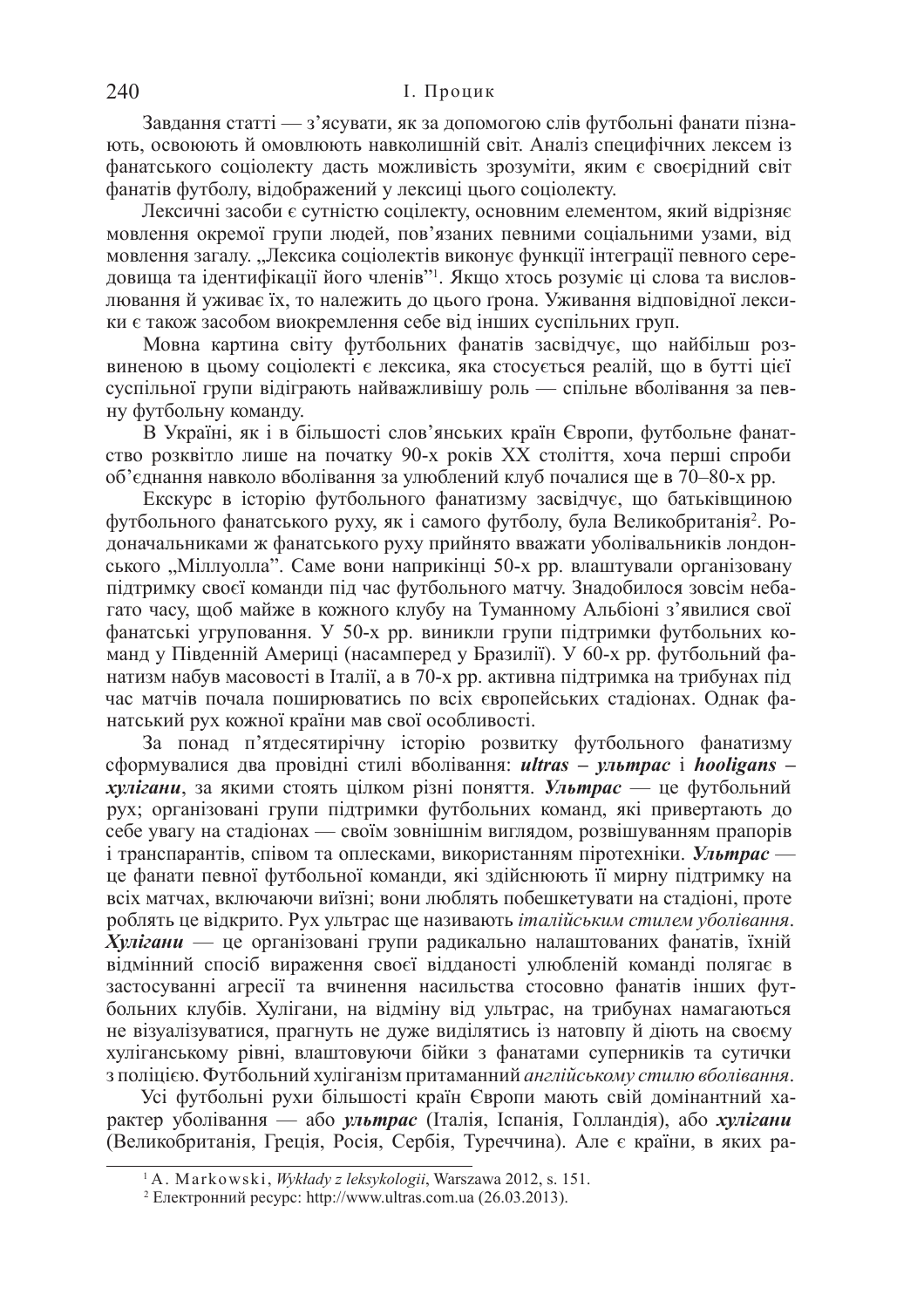Завдання статті — з'ясувати, як за допомогою слів футбольні фанати пізнають, освоюють й омовлюють навколишній світ. Аналіз специфічних лексем із фанатського соціолекту дасть можливість зрозуміти, яким є своєрідний світ фанатів футболу, відображений у лексиці цього соціолекту.

Лексичні засоби є сутністю соцілекту, основним елементом, який відрізняє мовлення окремої групи людей, пов'язаних певними соціальними узами, від мовлення загалу. „Лексика соціолектів виконує функції інтеграції певного середовища та ідентифікації його членів"[1]. Якщо хтось розуміє ці слова та висловлювання й уживає їх, то належить до цього ґрона. Уживання відповідної лексики є також засобом виокремлення себе від інших суспільних груп.

Мовна картина світу футбольних фанатів засвідчує, що найбільш розвиненою в цьому соціолекті є лексика, яка стосується реалій, що в бутті цієї суспільної групи відіграють найважливішу роль — спільне вболівання за певну футбольну команду.

В Україні, як і в більшості слов'янських країн Європи, футбольне фанатство розквітло лише на початку 90-х років XX століття, хоча перші спроби об'єднання навколо вболівання за улюблений клуб почалися ще в 70–80-х рр.

Екскурс в історію футбольного фанатизму засвідчує, що батьківщиною футбольного фанатського руху, як і самого футболу, була Великобританія[2]. Родоначальниками ж фанатського руху прийнято вважати уболівальників лондонського „Міллуолла". Саме вони наприкінці 50-х рр. влаштували організовану підтримку своєї команди під час футбольного матчу. Знадобилося зовсім небагато часу, щоб майже в кожного клубу на Туманному Альбіоні з'явилися свої фанатські угруповання. У 50-х рр. виникли групи підтримки футбольних команд у Південній Америці (насамперед у Бразилії). У 60-х рр. футбольний фанатизм набув масовості в Італії, а в 70-х рр. активна підтримка на трибунах під час матчів почала поширюватись по всіх європейських стадіонах. Однак фанатський рух кожної країни мав свої особливості.

За понад п'ятдесятирічну історію розвитку футбольного фанатизму сформувалися два провідні стилі вболівання: ***ultras* – *ультрас*** і ***hooligans* – *хулігани***, за якими стоять цілком різні поняття. ***Ультрас*** — це футбольний рух; організовані групи підтримки футбольних команд, які привертають до себе увагу на стадіонах — своїм зовнішнім виглядом, розвішуванням прапорів і транспарантів, співом та оплесками, використанням піротехніки. ***Ультрас*** — це фанати певної футбольної команди, які здійснюють її мирну підтримку на всіх матчах, включаючи виїзні; вони люблять побешкетувати на стадіоні, проте роблять це відкрито. Рух ультрас ще називають *італійським стилем уболівання*. ***Хулігани*** — це організовані групи радикально налаштованих фанатів, їхній відмінний спосіб вираження своєї відданості улюбленій команді полягає в застосуванні агресії та вчинення насильства стосовно фанатів інших футбольних клубів. Хулігани, на відміну від ультрас, на трибунах намагаються не візуалізуватися, прагнуть не дуже виділятись із натовпу й діють на своєму хуліганському рівні, влаштовуючи бійки з фанатами суперників та сутички з поліцією. Футбольний хуліганізм притаманний *англійському стилю вболівання*.

Усі футбольні рухи більшості країн Європи мають свій домінантний характер уболівання — або ***ультрас*** (Італія, Іспанія, Голландія), або ***хулігани*** (Великобританія, Греція, Росія, Сербія, Туреччина). Але є країни, в яких ра-

---

[1] A. Markowski, *Wykłady z leksykologii*, Warszawa 2012, s. 151.

[2] Електронний ресурс: http://www.ultras.com.ua (26.03.2013).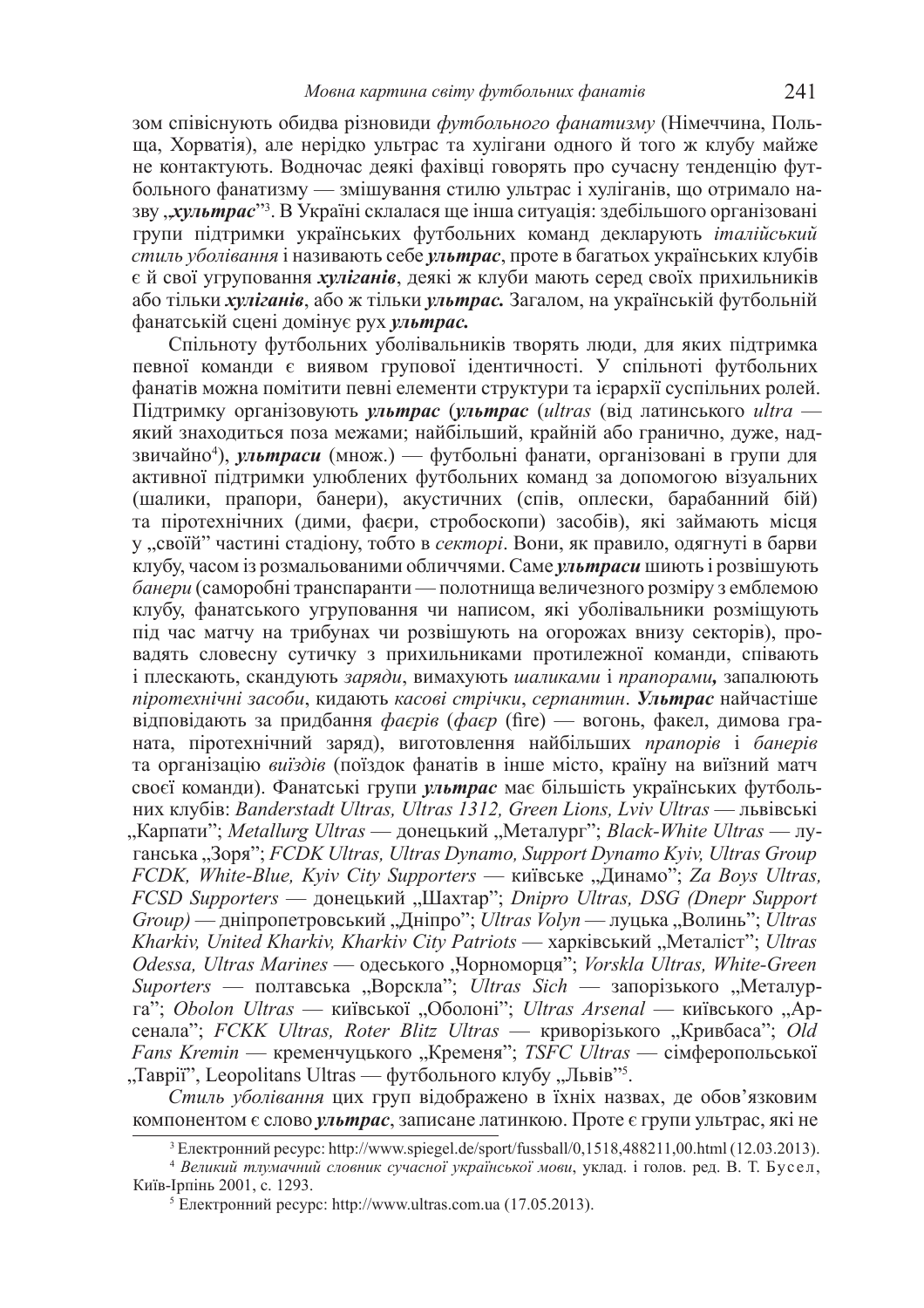зом співіснують обидва різновиди *футбольного фанатизму* (Німеччина, Польща, Хорватія), але нерідко ультрас та хулігани одного й того ж клубу майже не контактують. Водночас деякі фахівці говорять про сучасну тенденцію футбольного фанатизму — змішування стилю ультрас і хуліганів, що отримало назву „***хультрас***"[3]. В Україні склалася ще інша ситуація: здебільшого організовані групи підтримки українських футбольних команд декларують *італійський стиль уболівання* і називають себе ***ультрас***, проте в багатьох українських клубів є й свої угруповання ***хуліганів***, деякі ж клуби мають серед своїх прихильників або тільки ***хуліганів***, або ж тільки ***ультрас.*** Загалом, на українській футбольній фанатській сцені домінує рух ***ультрас.***

Спільноту футбольних уболівальників творять люди, для яких підтримка певної команди є виявом групової ідентичності. У спільноті футбольних фанатів можна помітити певні елементи структури та ієрархії суспільних ролей. Підтримку організовують ***ультрас*** (***ультрас*** (*ultras* (від латинського *ultra* — який знаходиться поза межами; найбільший, крайній або гранично, дуже, надзвичайно[4]), ***ультраси*** (множ.) — футбольні фанати, організовані в групи для активної підтримки улюблених футбольних команд за допомогою візуальних (шалики, прапори, банери), акустичних (спів, оплески, барабанний бій) та піротехнічних (дими, фаєри, стробоскопи) засобів), які займають місця у „своїй" частині стадіону, тобто в *секторі*. Вони, як правило, одягнуті в барви клубу, часом із розмальованими обличчями. Саме ***ультраси*** шиють і розвішують *банери* (саморобні транспаранти — полотнища величезного розміру з емблемою клубу, фанатського угруповання чи написом, які уболівальники розміщують під час матчу на трибунах чи розвішують на огорожах внизу секторів), провадять словесну сутичку з прихильниками протилежної команди, співають і плескають, скандують *заряди*, вимахують *шаликами* і *прапорами,* запалюють *піротехнічні засоби*, кидають *касові стрічки*, *серпантин*. ***Ультрас*** найчастіше відповідають за придбання *фаєрів* (*фаєр* (fire) — вогонь, факел, димова граната, піротехнічний заряд), виготовлення найбільших *прапорів* і *банерів* та організацію *виїздів* (поїздок фанатів в інше місто, країну на виїзний матч своєї команди). Фанатські групи ***ультрас*** має більшість українських футбольних клубів: *Banderstadt Ultras, Ultras 1312, Green Lions, Lviv Ultras* — львівські „Карпати"; *Metallurg Ultras* — донецький „Металург"; *Black-White Ultras* — луганська „Зоря"; *FCDK Ultras, Ultras Dynamo, Support Dynamo Kyiv, Ultras Group FCDK, White-Blue, Kyiv City Supporters* — київське „Динамо"; *Za Boys Ultras, FCSD Supporters* — донецький „Шахтар"; *Dnipro Ultras, DSG (Dnepr Support Group)* — дніпропетровський „Дніпро"; *Ultras Volyn* — луцька „Волинь"; *Ultras Kharkiv, United Kharkiv, Kharkiv City Patriots* — харківський „Металіст"; *Ultras Odessa, Ultras Marines* — одеського „Чорноморця"; *Vorskla Ultras, White-Green Suporters* — полтавська „Ворскла"; *Ultras Sich* — запорізького „Металурга"; *Obolon Ultras* — київської „Оболоні"; *Ultras Arsenal* — київського „Арсенала"; *FCKK Ultras, Roter Blitz Ultras* — криворізького „Кривбаса"; *Old Fans Kremin* — кременчуцького „Кременя"; *TSFC Ultras* — сімферопольської „Таврії", Leopolitans Ultras — футбольного клубу „Львів"[5].

*Стиль уболівання* цих груп відображено в їхніх назвах, де обов'язковим компонентом є слово ***ультрас***, записане латинкою. Проте є групи ультрас, які не

---

[3] Електронний ресурс: http://www.spiegel.de/sport/fussball/0,1518,488211,00.html (12.03.2013).

[4] *Великий тлумачний словник сучасної української мови*, уклад. і голов. ред. В. Т. Бусел, Київ-Ірпінь 2001, с. 1293.

[5] Електронний ресурс: http://www.ultras.com.ua (17.05.2013).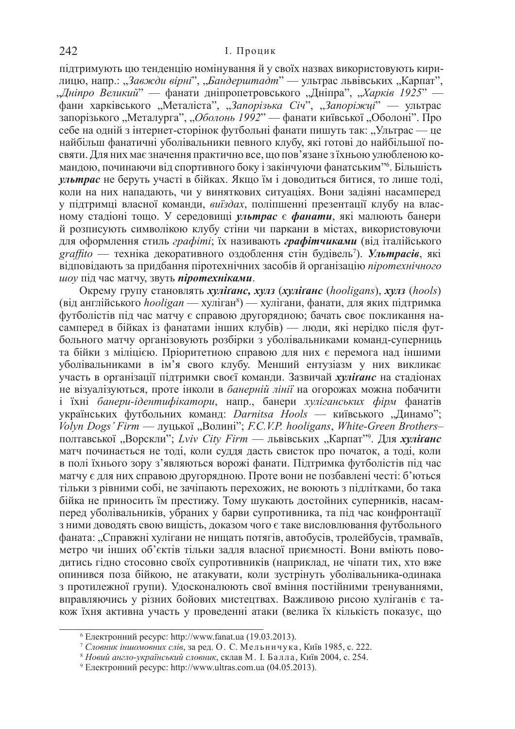підтримують цю тенденцію номінування й у своїх назвах використовують кирилицю, напр.: „*Завжди вірні*", „*Бандерштадт*" — ультрас львівських „Карпат", „*Дніпро Великий*" — фанати дніпропетровського „Дніпра", „*Харків 1925*" — фани харківського „Металіста", „*Запорізька Січ*", „*Запоріжці*" — ультрас запорізького „Металурга", „*Оболонь 1992*" — фанати київської „Оболоні". Про себе на одній з інтернет-сторінок футбольні фанати пишуть так: „Ультрас — це найбільш фанатичні уболівальники певного клубу, які готові до найбільшої посвяти. Для них має значення практично все, що пов'язане з їхньою улюбленою командою, починаючи від спортивного боку і закінчуючи фанатським"[6]. Більшість ***ультрас*** не беруть участі в бійках. Якщо їм і доводиться битися, то лише тоді, коли на них нападають, чи у виняткових ситуаціях. Вони задіяні насамперед у підтримці власної команди, *виїздах*, поліпшенні презентації клубу на власному стадіоні тощо. У середовищі ***ультрас*** є ***фанати***, які малюють банери й розписують символікою клубу стіни чи паркани в містах, використовуючи для оформлення стиль *графіті*; їх називають ***графітчиками*** (від італійського *graffito* — техніка декоративного оздоблення стін будівель[7]). ***Ультрасів***, які відповідають за придбання піротехнічних засобів й організацію *піротехнічного шоу* під час матчу, звуть ***піротехніками***.

Окрему групу становлять ***хуліґанс, хулз*** (***хуліганс*** (*hooligans*), ***хулз*** (*hools*) (від англійського *hooligan* — хуліган[8]) — хулігани, фанати, для яких підтримка футболістів під час матчу є справою другорядною; бачать своє покликання насамперед в бійках із фанатами інших клубів) — люди, які нерідко після футбольного матчу організовують розбірки з уболівальниками команд-суперниць та бійки з міліцією. Пріоритетною справою для них є перемога над іншими уболівальниками в ім'я свого клубу. Менший ентузіазм у них викликає участь в організації підтримки своєї команди. Зазвичай ***хуліґанс*** на стадіонах не візуалізуються, проте інколи в *банерній лінії* на огорожах можна побачити і їхні *банери-ідентифікатори*, напр., банери *хуліганських фірм* фанатів українських футбольних команд: *Darnitsa Hools* — київського „Динамо"; *Volyn Dogs' Firm* — луцької „Волині"; *F.C.V.P. hooligans*, *White-Green Brothers*– полтавської „Ворскли"; *Lviv City Firm* — львівських „Карпат"[9]. Для ***хуліґанс*** матч починається не тоді, коли суддя дасть свисток про початок, а тоді, коли в полі їхнього зору з'являються ворожі фанати. Підтримка футболістів під час матчу є для них справою другорядною. Проте вони не позбавлені честі: б'ються тільки з рівними собі, не зачіпають перехожих, не воюють з підлітками, бо така бійка не приносить їм престижу. Тому шукають достойних суперників, насамперед уболівальників, убраних у барви супротивника, та під час конфронтації з ними доводять свою вищість, доказом чого є таке висловлювання футбольного фаната: „Справжні хулігани не нищать потягів, автобусів, тролейбусів, трамваїв, метро чи інших об'єктів тільки задля власної приємності. Вони вміють поводитись гідно стосовно своїх супротивників (наприклад, не чіпати тих, хто вже опинився поза бійкою, не атакувати, коли зустрінуть уболівальника-одинака з протилежної групи). Удосконалюють свої вміння постійними тренуваннями, вправляючись у різних бойових мистецтвах. Важливою рисою хуліганів є також їхня активна участь у проведенні атаки (велика їх кількість показує, що

---

[6] Електронний ресурс: http://www.fanat.ua (19.03.2013).

[7] *Словник іншомовних слів*, за ред. О. С. Мельничука, Київ 1985, с. 222.

[8] *Новий англо-український словник*, склав М. І. Балла, Київ 2004, с. 254.

[9] Електронний ресурс: http://www.ultras.com.ua (04.05.2013).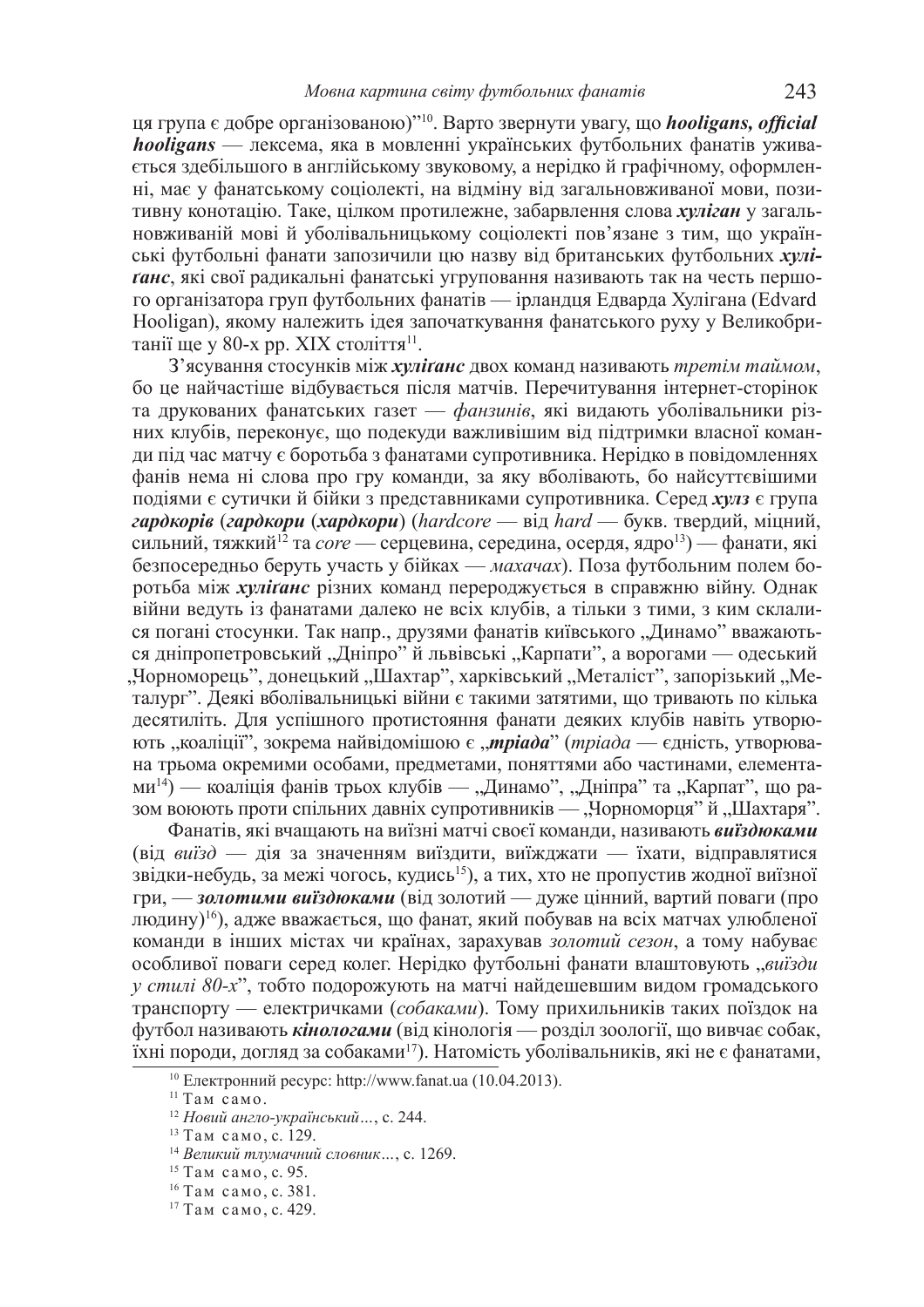ця група є добре організованою)"[10]. Варто звернути увагу, що ***hooligans, official hooligans*** — лексема, яка в мовленні українських футбольних фанатів уживається здебільшого в англійському звуковому, а нерідко й графічному, оформленні, має у фанатському соціолекті, на відміну від загальновживаної мови, позитивну конотацію. Таке, цілком протилежне, забарвлення слова ***хуліган*** у загальновживаній мові й уболівальницькому соціолекті пов'язане з тим, що українські футбольні фанати запозичили цю назву від британських футбольних ***хуліґанс***, які свої радикальні фанатські угруповання називають так на честь першого організатора груп футбольних фанатів — ірландця Едварда Хулігана (Edvard Hooligan), якому належить ідея започаткування фанатського руху у Великобританії ще у 80-х рр. XIX століття[11].

З'ясування стосунків між ***хуліґанс*** двох команд називають *третім таймом*, бо це найчастіше відбувається після матчів. Перечитування інтернет-сторінок та друкованих фанатських газет — *фанзинів*, які видають уболівальники різних клубів, переконує, що подекуди важливішим від підтримки власної команди під час матчу є боротьба з фанатами супротивника. Нерідко в повідомленнях фанів нема ні слова про гру команди, за яку вболівають, бо найсуттєвішими подіями є сутички й бійки з представниками супротивника. Серед ***хулз*** є група ***гардкорів*** (***гардкори*** (***хардкори***) (*hardcore* — від *hard* — букв. твердий, міцний, сильний, тяжкий[12] та *core* — серцевина, середина, осердя, ядро[13]) — фанати, які безпосередньо беруть участь у бійках — *махачах*). Поза футбольним полем боротьба між ***хуліґанс*** різних команд перероджується в справжню війну. Однак війни ведуть із фанатами далеко не всіх клубів, а тільки з тими, з ким склалися погані стосунки. Так напр., друзями фанатів київського „Динамо" вважаються дніпропетровський „Дніпро" й львівські „Карпати", а ворогами — одеський „Чорноморець", донецький „Шахтар", харківський „Металіст", запорізький „Металург". Деякі вболівальницькі війни є такими затятими, що тривають по кілька десятиліть. Для успішного протистояння фанати деяких клубів навіть утворюють „коаліції", зокрема найвідомішою є „***тріада***" (*тріада* — єдність, утворювана трьома окремими особами, предметами, поняттями або частинами, елементами[14]) — коаліція фанів трьох клубів — „Динамо", „Дніпра" та „Карпат", що разом воюють проти спільних давніх супротивників — „Чорноморця" й „Шахтаря".

Фанатів, які вчащають на виїзні матчі своєї команди, називають ***виїздюками*** (від *виїзд* — дія за значенням виїздити, виїжджати — їхати, відправлятися звідки-небудь, за межі чогось, кудись[15]), а тих, хто не пропустив жодної виїзної гри, — ***золотими виїздюками*** (від золотий — дуже цінний, вартий поваги (про людину)[16]), адже вважається, що фанат, який побував на всіх матчах улюбленої команди в інших містах чи країнах, зарахував *золотий сезон*, а тому набуває особливої поваги серед колег. Нерідко футбольні фанати влаштовують „*виїзди у стилі 80-х*", тобто подорожують на матчі найдешевшим видом громадського транспорту — електричками (*собаками*). Тому прихильників таких поїздок на футбол називають ***кінологами*** (від кінологія — розділ зоології, що вивчає собак, їхні породи, догляд за собаками[17]). Натомість уболівальників, які не є фанатами,

---

[10] Електронний ресурс: http://www.fanat.ua (10.04.2013).

[11] Там само.

[12] *Новий англо-український…*, с. 244.

[13] Там само, с. 129.

[14] *Великий тлумачний словник…*, с. 1269.

[15] Там само, с. 95.

[16] Там само, с. 381.

[17] Там само, с. 429.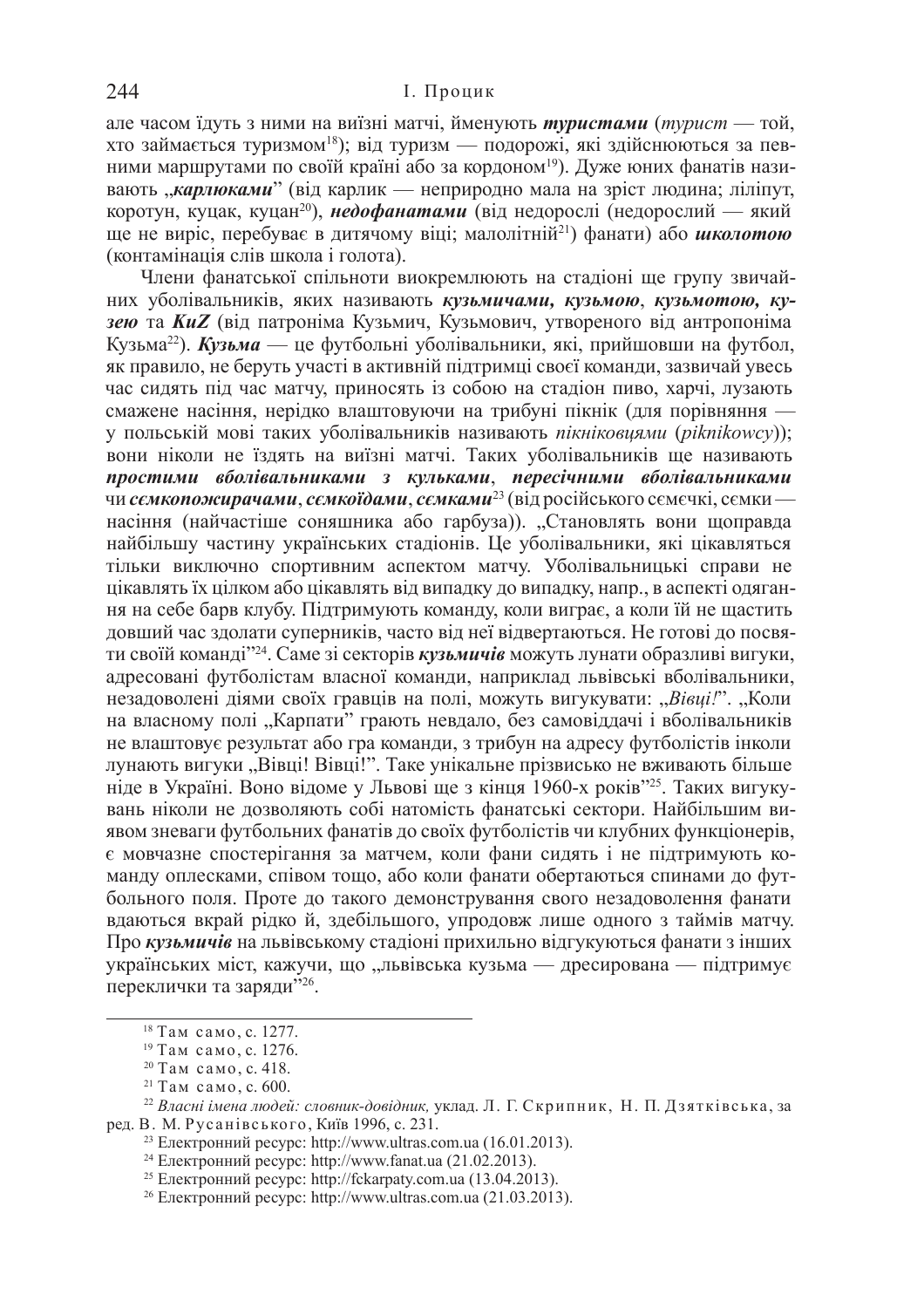але часом їдуть з ними на виїзні матчі, йменують ***туристами*** (*турист* — той, хто займається туризмом[18]); від туризм — подорожі, які здійснюються за певними маршрутами по своїй країні або за кордоном[19]). Дуже юних фанатів називають „***карлюками***" (від карлик — неприродно мала на зріст людина; ліліпут, коротун, куцак, куцан[20]), ***недофанатами*** (від недорослі (недорослий — який ще не виріс, перебуває в дитячому віці; малолітній[21]) фанати) або ***школотою*** (контамінація слів школа і голота).

Члени фанатської спільноти виокремлюють на стадіоні ще групу звичайних уболівальників, яких називають ***кузьмичами, кузьмою***, ***кузьмотою, кузею*** та ***KuZ*** (від патроніма Кузьмич, Кузьмович, утвореного від антропоніма Кузьма[22]). ***Кузьма*** — це футбольні уболівальники, які, прийшовши на футбол, як правило, не беруть участі в активній підтримці своєї команди, зазвичай увесь час сидять під час матчу, приносять із собою на стадіон пиво, харчі, лузають смажене насіння, нерідко влаштовуючи на трибуні пікнік (для порівняння — у польській мові таких уболівальників називають *пікніковцями* (*piknikowcy*)); вони ніколи не їздять на виїзні матчі. Таких уболівальників ще називають ***простими вболівальниками з кульками***, ***пересічними вболівальниками*** чи ***сємкопожирачами***, ***сємкоїдами***, ***сємками***[23] (від російського сємєчкі, сємки — насіння (найчастіше соняшника або гарбуза)). „Становлять вони щоправда найбільшу частину українських стадіонів. Це уболівальники, які цікавляться тільки виключно спортивним аспектом матчу. Уболівальницькі справи не цікавлять їх цілком або цікавлять від випадку до випадку, напр., в аспекті одягання на себе барв клубу. Підтримують команду, коли виграє, а коли їй не щастить довший час здолати суперників, часто від неї відвертаються. Не готові до посвяти своїй команді"[24]. Саме зі секторів ***кузьмичів*** можуть лунати образливі вигуки, адресовані футболістам власної команди, наприклад львівські вболівальники, незадоволені діями своїх гравців на полі, можуть вигукувати: „*Вівці!*". „Коли на власному полі „Карпати" грають невдало, без самовіддачі і вболівальників не влаштовує результат або гра команди, з трибун на адресу футболістів інколи лунають вигуки „Вівці! Вівці!". Таке унікальне прізвисько не вживають більше ніде в Україні. Воно відоме у Львові ще з кінця 1960-х років"[25]. Таких вигукувань ніколи не дозволяють собі натомість фанатські сектори. Найбільшим виявом зневаги футбольних фанатів до своїх футболістів чи клубних функціонерів, є мовчазне спостерігання за матчем, коли фани сидять і не підтримують команду оплесками, співом тощо, або коли фанати обертаються спинами до футбольного поля. Проте до такого демонстрування свого незадоволення фанати вдаються вкрай рідко й, здебільшого, упродовж лише одного з таймів матчу. Про ***кузьмичів*** на львівському стадіоні прихильно відгукуються фанати з інших українських міст, кажучи, що „львівська кузьма — дресирована — підтримує переклички та заряди"[26].

---

[18] Там само, с. 1277.

[19] Там само, с. 1276.

[20] Там само, с. 418.

[21] Там само, с. 600.

[22] *Власні імена людей: словник-довідник,* уклад. Л. Г. Скрипник, Н. П. Дзятківська, за ред. В. М. Русанівського, Київ 1996, с. 231.

[23] Електронний ресурс: http://www.ultras.com.ua (16.01.2013).

[24] Електронний ресурс: http://www.fanat.ua (21.02.2013).

[25] Електронний ресурс: http://fckarpaty.com.ua (13.04.2013).

[26] Електронний ресурс: http://www.ultras.com.ua (21.03.2013).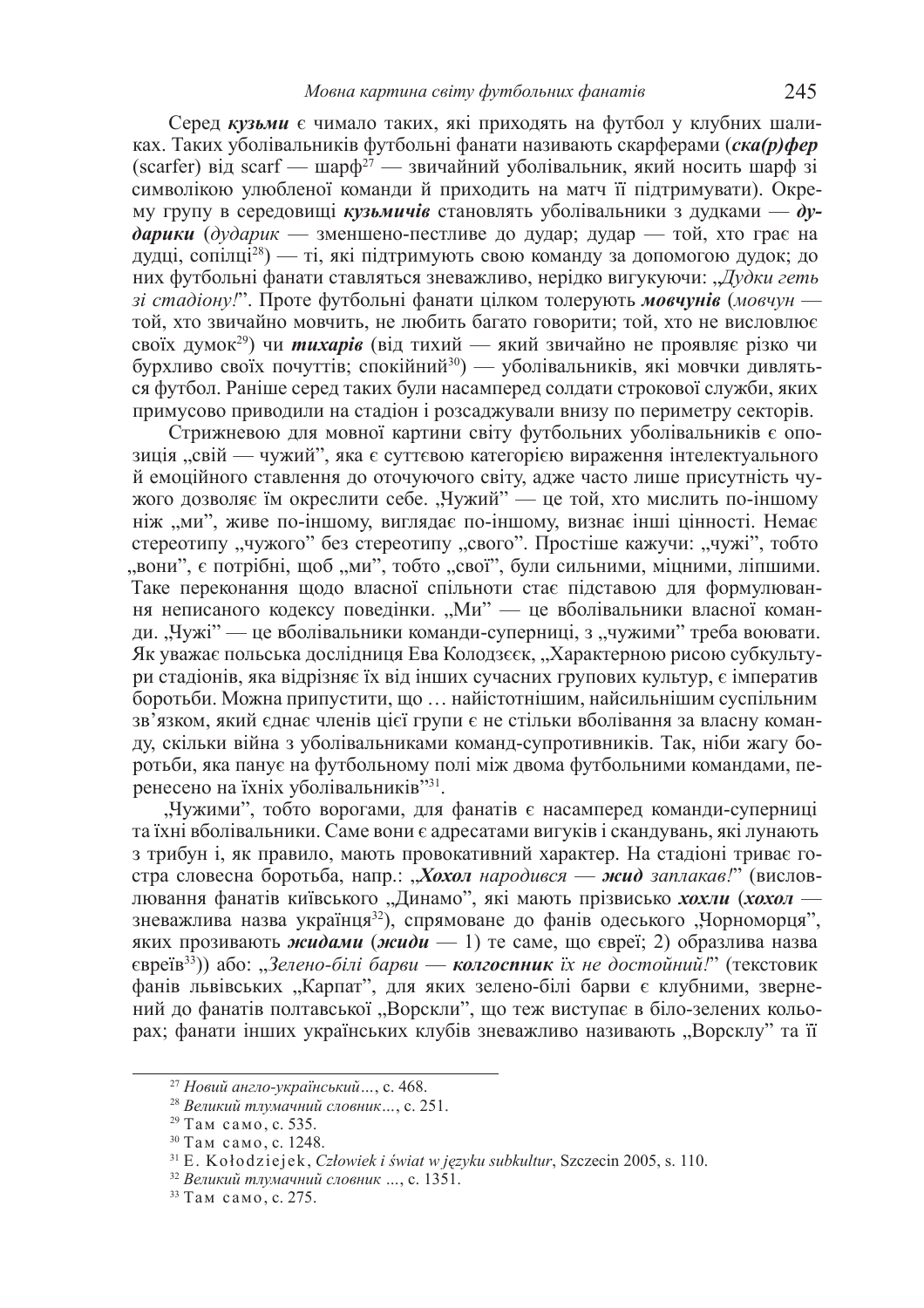Серед ***кузьми*** є чимало таких, які приходять на футбол у клубних шаликах. Таких уболівальників футбольні фанати називають скарферами (***ска(р)фер*** (scarfer) від scarf — шарф[27] — звичайний уболівальник, який носить шарф зі символікою улюбленої команди й приходить на матч її підтримувати). Окрему групу в середовищі ***кузьмичів*** становлять уболівальники з дудками — ***дударики*** (*дударик* — зменшено-пестливе до дудар; дудар — той, хто грає на дудці, сопілці[28]) — ті, які підтримують свою команду за допомогою дудок; до них футбольні фанати ставляться зневажливо, нерідко вигукуючи: „*Дудки геть зі стадіону!*". Проте футбольні фанати цілком толерують ***мовчунів*** (*мовчун* — той, хто звичайно мовчить, не любить багато говорити; той, хто не висловлює своїх думок[29]) чи ***тихарів*** (від тихий — який звичайно не проявляє різко чи бурхливо своїх почуттів; спокійний[30]) — уболівальників, які мовчки дивляться футбол. Раніше серед таких були насамперед солдати строкової служби, яких примусово приводили на стадіон і розсаджували внизу по периметру секторів.

Стрижневою для мовної картини світу футбольних уболівальників є опозиція „свій — чужий", яка є суттєвою категорією вираження інтелектуального й емоційного ставлення до оточуючого світу, адже часто лише присутність чужого дозволяє їм окреслити себе. „Чужий" — це той, хто мислить по-іншому ніж „ми", живе по-іншому, виглядає по-іншому, визнає інші цінності. Немає стереотипу „чужого" без стереотипу „свого". Простіше кажучи: „чужі", тобто „вони", є потрібні, щоб „ми", тобто „свої", були сильними, міцними, ліпшими. Таке переконання щодо власної спільноти стає підставою для формулювання неписаного кодексу поведінки. „Ми" — це вболівальники власної команди. „Чужі" — це вболівальники команди-суперниці, з „чужими" треба воювати. Як уважає польська дослідниця Ева Колодзєєк, „Характерною рисою субкультури стадіонів, яка відрізняє їх від інших сучасних групових культур, є імператив боротьби. Можна припустити, що … найістотнішим, найсильнішим суспільним зв'язком, який єднає членів цієї групи є не стільки вболівання за власну команду, скільки війна з уболівальниками команд-супротивників. Так, ніби жагу боротьби, яка панує на футбольному полі між двома футбольними командами, перенесено на їхніх уболівальників"[31].

„Чужими", тобто ворогами, для фанатів є насамперед команди-суперниці та їхні вболівальники. Саме вони є адресатами вигуків і скандувань, які лунають з трибун і, як правило, мають провокативний характер. На стадіоні триває гостра словесна боротьба, напр.: „***Хохол*** *народився* — ***жид*** *заплакав!*" (висловлювання фанатів київського „Динамо", які мають прізвисько ***хохли*** (***хохол*** — зневажлива назва українця[32]), спрямоване до фанів одеського „Чорноморця", яких прозивають ***жидами*** (***жиди*** — 1) те саме, що євреї; 2) образлива назва євреїв[33])) або: „*Зелено-білі барви —* ***колгоспник*** *їх не достойний!*" (текстовик фанів львівських „Карпат", для яких зелено-білі барви є клубними, звернений до фанатів полтавської „Ворскли", що теж виступає в біло-зелених кольорах; фанати інших українських клубів зневажливо називають „Ворсклу" та її

---

[27] *Новий англо-український…*, с. 468.

[28] *Великий тлумачний словник…*, с. 251.

[29] Там само, с. 535.

[30] Там само, с. 1248.

[31] E. Kołodziejek, *Człowiek i świat w języku subkultur*, Szczecin 2005, s. 110.

[32] *Великий тлумачний словник …*, с. 1351.

[33] Там само, с. 275.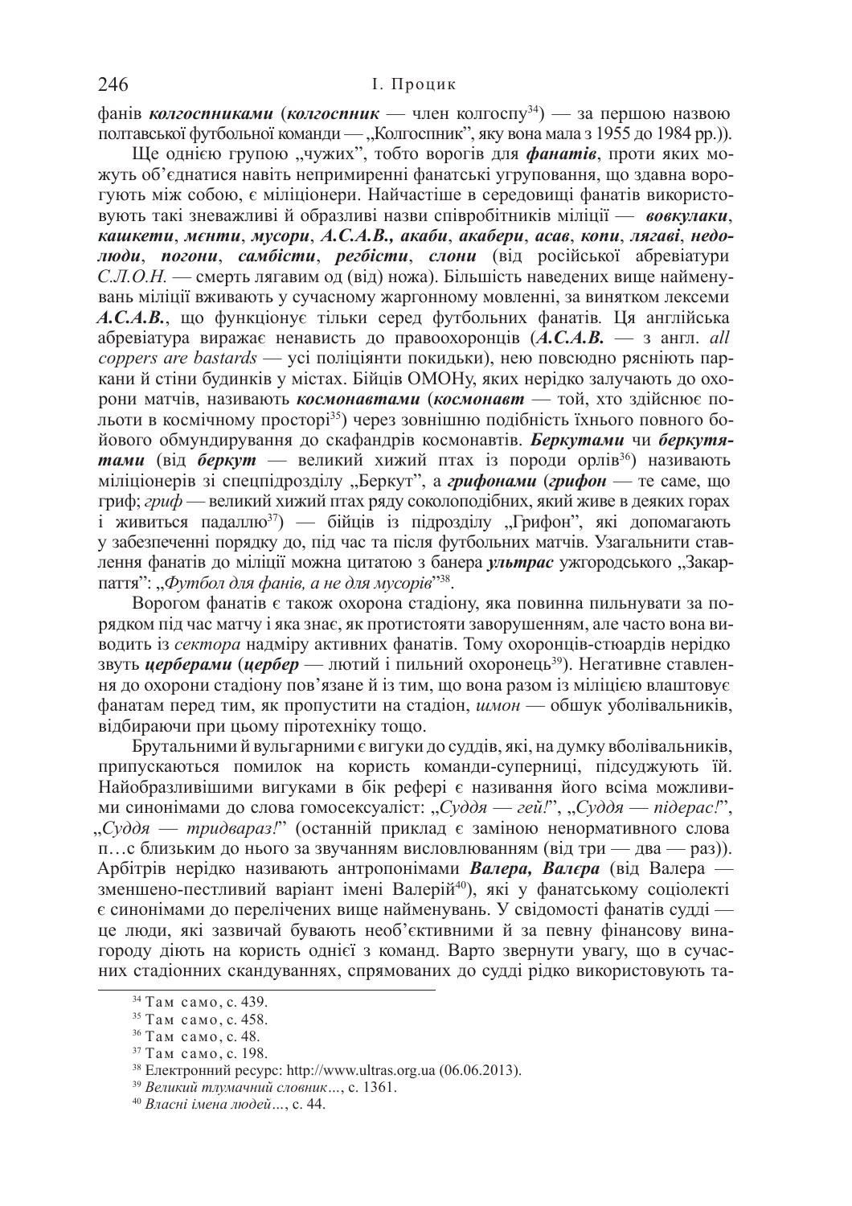фанів ***колгоспниками*** (***колгоспник*** — член колгоспу[34]) — за першою назвою полтавської футбольної команди — „Колгоспник", яку вона мала з 1955 до 1984 рр.)).

Ще однією групою „чужих", тобто ворогів для ***фанатів***, проти яких можуть об'єднатися навіть непримиренні фанатські угруповання, що здавна ворогують між собою, є міліціонери. Найчастіше в середовищі фанатів використовують такі зневажливі й образливі назви співробітників міліції — ***вовкулаки***, ***кашкети***, ***мєнти***, ***мусори***, ***А.С.А.В.***, ***акаби***, ***акабери***, ***асав***, ***копи***, ***лягаві***, ***недолюди***, ***погони***, ***самбісти***, ***регбісти***, ***слони*** (від російської абревіатури *С.Л.О.Н.* — смерть лягавим од (від) ножа). Більшість наведених вище найменувань міліції вживають у сучасному жаргонному мовленні, за винятком лексеми ***А.С.А.В.***, що функціонує тільки серед футбольних фанатів. Ця англійська абревіатура виражає ненависть до правоохоронців (***А.С.А.В.*** — з англ. *all coppers are bastards* — усі поліціянти покидьки), нею повсюдно рясніють паркани й стіни будинків у містах. Бійців ОМОНу, яких нерідко залучають до охорони матчів, називають ***космонавтами*** (***космонавт*** — той, хто здійснює польоти в космічному просторі[35]) через зовнішню подібність їхнього повного бойового обмундирування до скафандрів космонавтів. ***Беркутами*** чи ***беркутятами*** (від ***беркут*** — великий хижий птах із породи орлів[36]) називають міліціонерів зі спецпідрозділу „Беркут", а ***грифонами*** (***грифон*** — те саме, що гриф; *гриф* — великий хижий птах ряду соколоподібних, який живе в деяких горах і живиться падаллю[37]) — бійців із підрозділу „Грифон", які допомагають у забезпеченні порядку до, під час та після футбольних матчів. Узагальнити ставлення фанатів до міліції можна цитатою з банера ***ультрас*** ужгородського „Закарпаття": „*Футбол для фанів, а не для мусорів*"[38].

Ворогом фанатів є також охорона стадіону, яка повинна пильнувати за порядком під час матчу і яка знає, як протистояти заворушенням, але часто вона виводить із *сектора* надміру активних фанатів. Тому охоронців-стюардів нерідко звуть ***церберами*** (***цербер*** — лютий і пильний охоронець[39]). Негативне ставлення до охорони стадіону пов'язане й із тим, що вона разом із міліцією влаштовує фанатам перед тим, як пропустити на стадіон, *шмон* — обшук уболівальників, відбираючи при цьому піротехніку тощо.

Брутальними й вульгарними є вигуки до суддів, які, на думку вболівальників, припускаються помилок на користь команди-суперниці, підсуджують їй. Найобразливішими вигуками в бік рефері є називання його всіма можливими синонімами до слова гомосексуаліст: „*Суддя — гей!*", „*Суддя — підерас!*", „*Суддя — тридвараз!*" (останній приклад є заміною ненормативного слова п…с близьким до нього за звучанням висловлюванням (від три — два — раз)). Арбітрів нерідко називають антропонімами ***Валера, Валєра*** (від Валера — зменшено-пестливий варіант імені Валерій[40]), які у фанатському соціолекті є синонімами до перелічених вище найменувань. У свідомості фанатів судді — це люди, які зазвичай бувають необ'єктивними й за певну фінансову винагороду діють на користь однієї з команд. Варто звернути увагу, що в сучасних стадіонних скандуваннях, спрямованих до судді рідко використовують та-

---

[34] Там само, с. 439.

[35] Там само, с. 458.

[36] Там само, с. 48.

[37] Там само, с. 198.

[38] Електронний ресурс: http://www.ultras.org.ua (06.06.2013).

[39] *Великий тлумачний словник*…, с. 1361.

[40] *Власні імена людей*…, с. 44.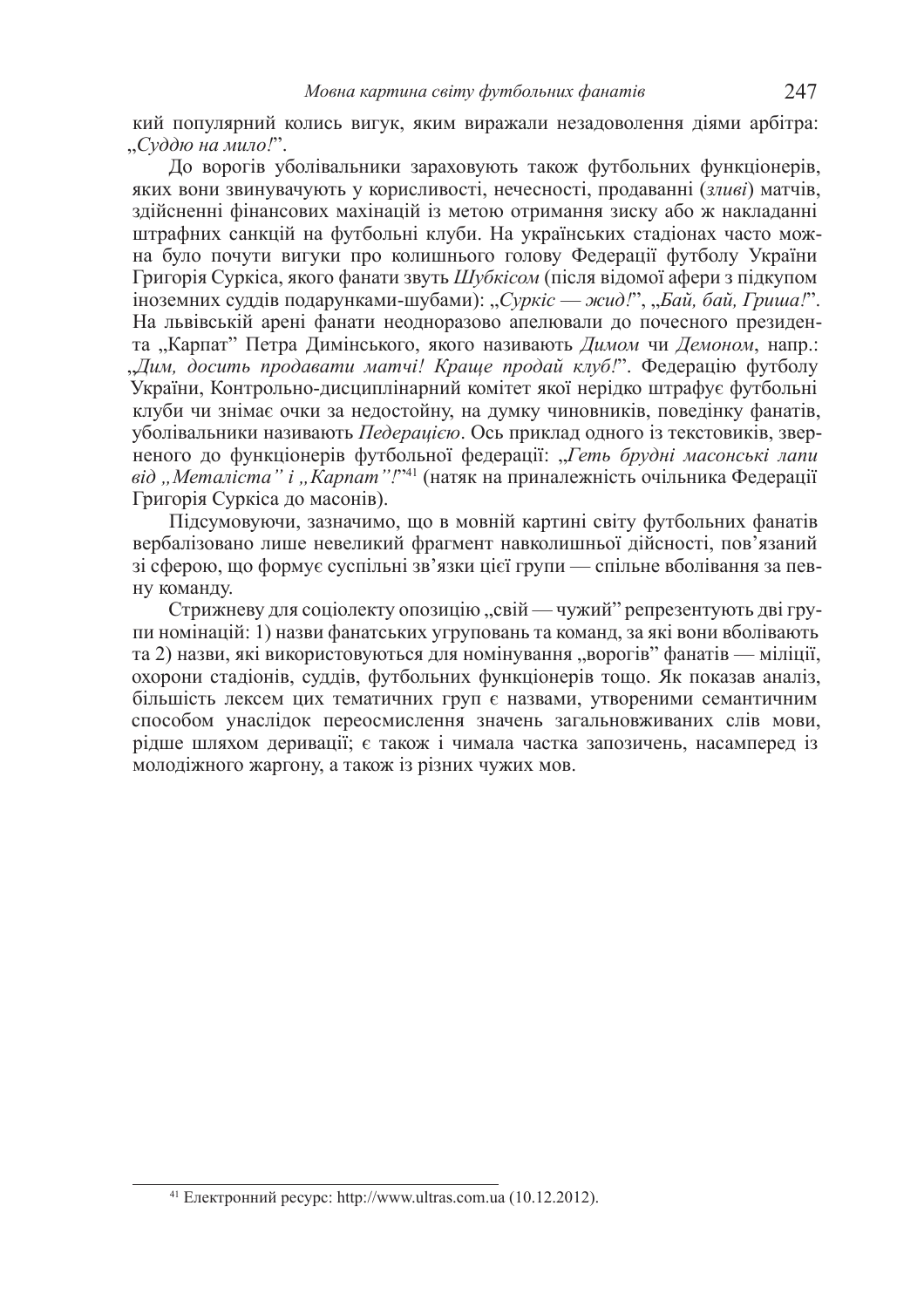кий популярний колись вигук, яким виражали незадоволення діями арбітра: „*Суддю на мило!*".

До ворогів уболівальники зараховують також футбольних функціонерів, яких вони звинувачують у корисливості, нечесності, продаванні (*зливі*) матчів, здійсненні фінансових махінацій із метою отримання зиску або ж накладанні штрафних санкцій на футбольні клуби. На українських стадіонах часто можна було почути вигуки про колишнього голову Федерації футболу України Григорія Суркіса, якого фанати звуть *Шубкісом* (після відомої афери з підкупом іноземних суддів подарунками-шубами): „*Суркіс — жид!*", „*Бай, бай, Гриша!*". На львівській арені фанати неодноразово апелювали до почесного президента „Карпат" Петра Димінського, якого називають *Димом* чи *Демоном*, напр.: „*Дим, досить продавати матчі! Краще продай клуб!*". Федерацію футболу України, Контрольно-дисциплінарний комітет якої нерідко штрафує футбольні клуби чи знімає очки за недостойну, на думку чиновників, поведінку фанатів, уболівальники називають *Педерацією*. Ось приклад одного із текстовиків, зверненого до функціонерів футбольної федерації: „*Геть брудні масонські лапи від „Металіста" і „Карпат"!*"[41] (натяк на приналежність очільника Федерації Григорія Суркіса до масонів).

Підсумовуючи, зазначимо, що в мовній картині світу футбольних фанатів вербалізовано лише невеликий фрагмент навколишньої дійсності, пов'язаний зі сферою, що формує суспільні зв'язки цієї групи — спільне вболівання за певну команду.

Стрижневу для соціолекту опозицію „свій — чужий" репрезентують дві групи номінацій: 1) назви фанатських угруповань та команд, за які вони вболівають та 2) назви, які використовуються для номінування „ворогів" фанатів — міліції, охорони стадіонів, суддів, футбольних функціонерів тощо. Як показав аналіз, більшість лексем цих тематичних груп є назвами, утвореними семантичним способом унаслідок переосмислення значень загальновживаних слів мови, рідше шляхом деривації; є також і чимала частка запозичень, насамперед із молодіжного жаргону, а також із різних чужих мов.

---

[41] Електронний ресурс: http://www.ultras.com.ua (10.12.2012).